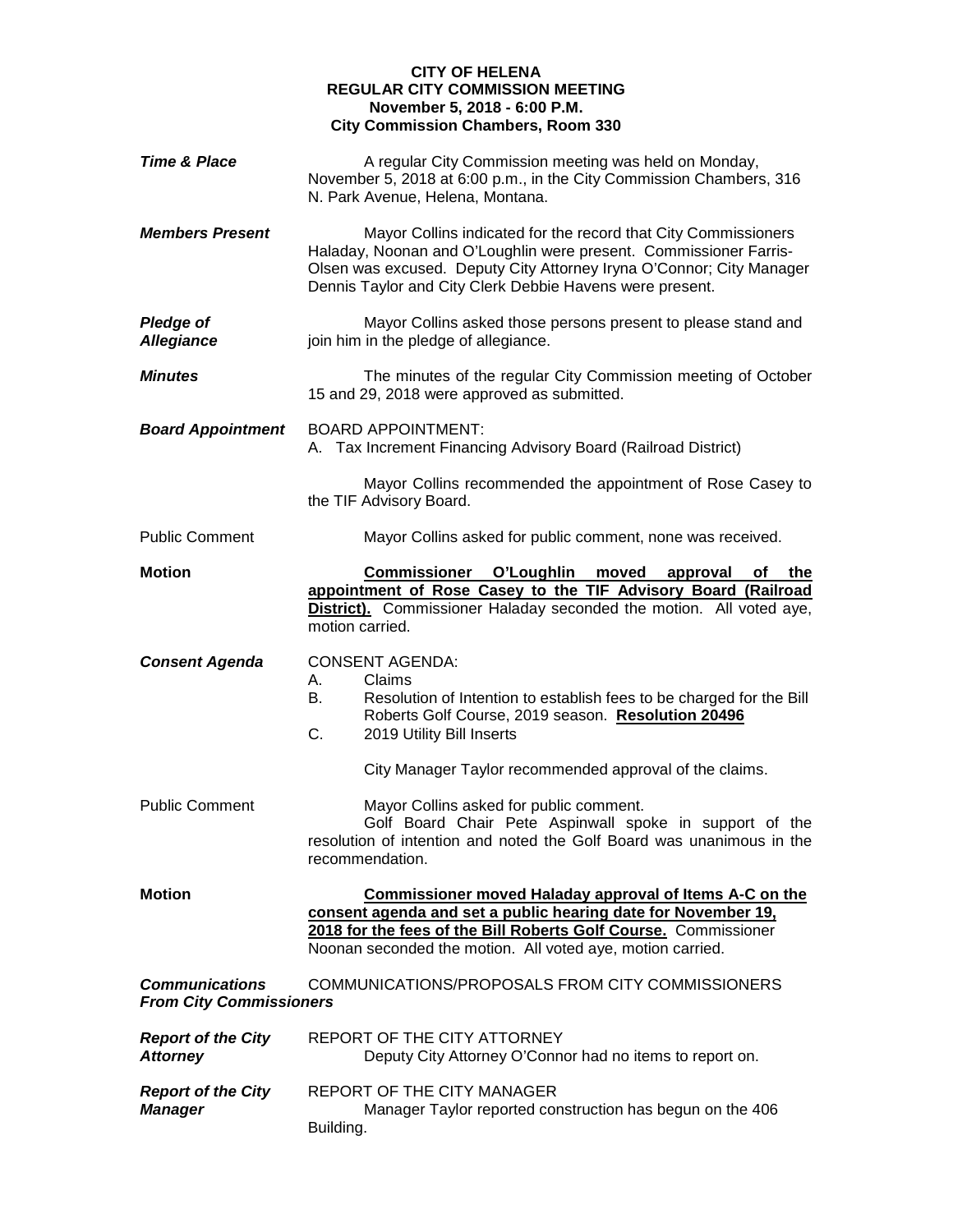**CITY OF HELENA**
**REGULAR CITY COMMISSION MEETING**
**November 5, 2018 - 6:00 P.M.**
**City Commission Chambers, Room 330**

***Time & Place***

A regular City Commission meeting was held on Monday, November 5, 2018 at 6:00 p.m., in the City Commission Chambers, 316 N. Park Avenue, Helena, Montana.

***Members Present***

Mayor Collins indicated for the record that City Commissioners Haladay, Noonan and O'Loughlin were present. Commissioner Farris-Olsen was excused. Deputy City Attorney Iryna O'Connor; City Manager Dennis Taylor and City Clerk Debbie Havens were present.

***Pledge of Allegiance***

Mayor Collins asked those persons present to please stand and join him in the pledge of allegiance.

***Minutes***

The minutes of the regular City Commission meeting of October 15 and 29, 2018 were approved as submitted.

***Board Appointment***

BOARD APPOINTMENT:
A. Tax Increment Financing Advisory Board (Railroad District)

Mayor Collins recommended the appointment of Rose Casey to the TIF Advisory Board.

Public Comment

Mayor Collins asked for public comment, none was received.

**Motion**

**Commissioner O'Loughlin moved approval of the appointment of Rose Casey to the TIF Advisory Board (Railroad District).** Commissioner Haladay seconded the motion. All voted aye, motion carried.

***Consent Agenda***

CONSENT AGENDA:

A. Claims
B. Resolution of Intention to establish fees to be charged for the Bill Roberts Golf Course, 2019 season. **Resolution 20496**
C. 2019 Utility Bill Inserts

City Manager Taylor recommended approval of the claims.

Public Comment

Mayor Collins asked for public comment.

Golf Board Chair Pete Aspinwall spoke in support of the resolution of intention and noted the Golf Board was unanimous in the recommendation.

**Motion**

**Commissioner moved Haladay approval of Items A-C on the consent agenda and set a public hearing date for November 19, 2018 for the fees of the Bill Roberts Golf Course.** Commissioner Noonan seconded the motion. All voted aye, motion carried.

***Communications From City Commissioners***

COMMUNICATIONS/PROPOSALS FROM CITY COMMISSIONERS

***Report of the City Attorney***

REPORT OF THE CITY ATTORNEY

Deputy City Attorney O'Connor had no items to report on.

***Report of the City Manager***

REPORT OF THE CITY MANAGER

Manager Taylor reported construction has begun on the 406 Building.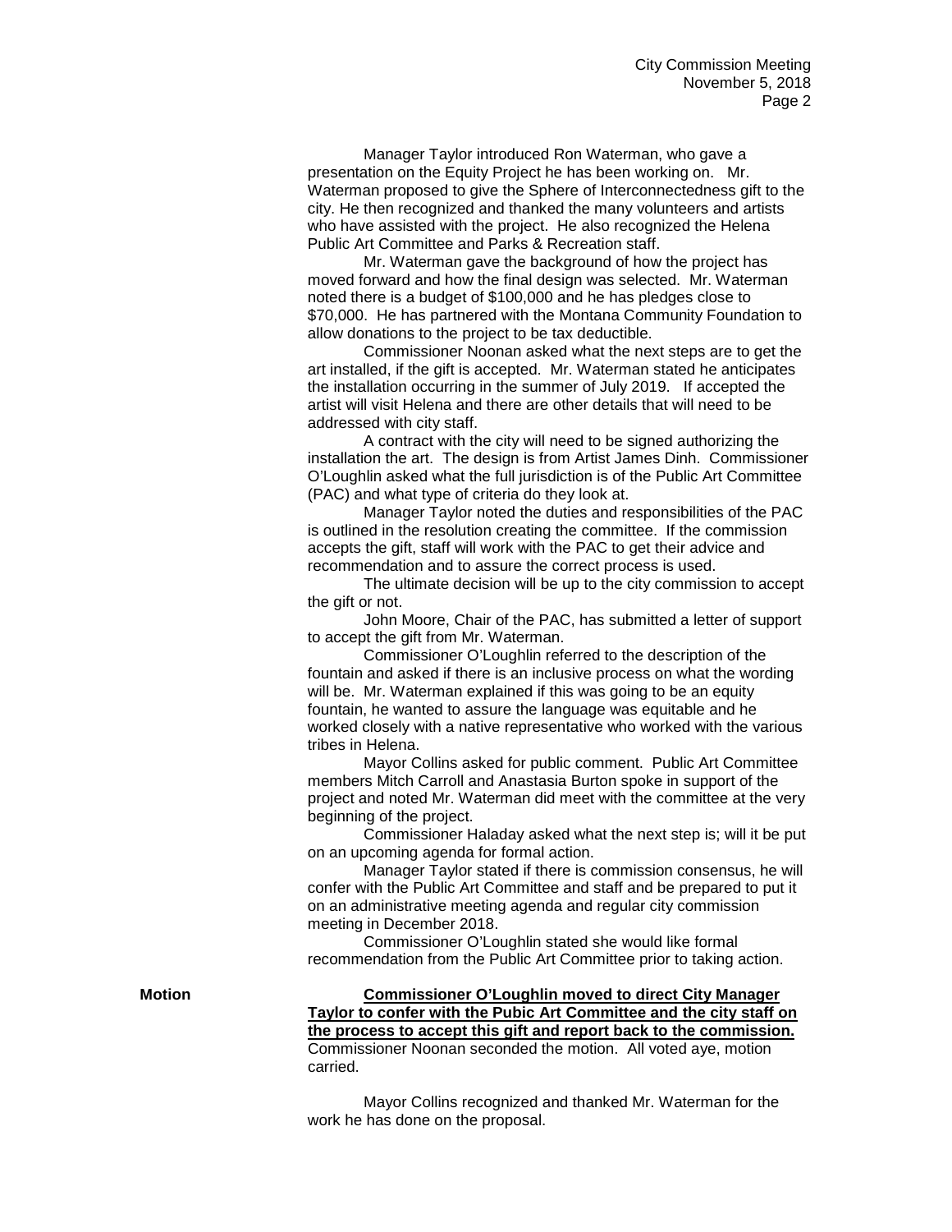Manager Taylor introduced Ron Waterman, who gave a presentation on the Equity Project he has been working on. Mr. Waterman proposed to give the Sphere of Interconnectedness gift to the city. He then recognized and thanked the many volunteers and artists who have assisted with the project. He also recognized the Helena Public Art Committee and Parks & Recreation staff.

Mr. Waterman gave the background of how the project has moved forward and how the final design was selected. Mr. Waterman noted there is a budget of $100,000 and he has pledges close to $70,000. He has partnered with the Montana Community Foundation to allow donations to the project to be tax deductible.

Commissioner Noonan asked what the next steps are to get the art installed, if the gift is accepted. Mr. Waterman stated he anticipates the installation occurring in the summer of July 2019. If accepted the artist will visit Helena and there are other details that will need to be addressed with city staff.

A contract with the city will need to be signed authorizing the installation the art. The design is from Artist James Dinh. Commissioner O'Loughlin asked what the full jurisdiction is of the Public Art Committee (PAC) and what type of criteria do they look at.

Manager Taylor noted the duties and responsibilities of the PAC is outlined in the resolution creating the committee. If the commission accepts the gift, staff will work with the PAC to get their advice and recommendation and to assure the correct process is used.

The ultimate decision will be up to the city commission to accept the gift or not.

John Moore, Chair of the PAC, has submitted a letter of support to accept the gift from Mr. Waterman.

Commissioner O'Loughlin referred to the description of the fountain and asked if there is an inclusive process on what the wording will be. Mr. Waterman explained if this was going to be an equity fountain, he wanted to assure the language was equitable and he worked closely with a native representative who worked with the various tribes in Helena.

Mayor Collins asked for public comment. Public Art Committee members Mitch Carroll and Anastasia Burton spoke in support of the project and noted Mr. Waterman did meet with the committee at the very beginning of the project.

Commissioner Haladay asked what the next step is; will it be put on an upcoming agenda for formal action.

Manager Taylor stated if there is commission consensus, he will confer with the Public Art Committee and staff and be prepared to put it on an administrative meeting agenda and regular city commission meeting in December 2018.

Commissioner O'Loughlin stated she would like formal recommendation from the Public Art Committee prior to taking action.

**Motion**

**Commissioner O'Loughlin moved to direct City Manager Taylor to confer with the Pubic Art Committee and the city staff on the process to accept this gift and report back to the commission.** Commissioner Noonan seconded the motion. All voted aye, motion carried.

Mayor Collins recognized and thanked Mr. Waterman for the work he has done on the proposal.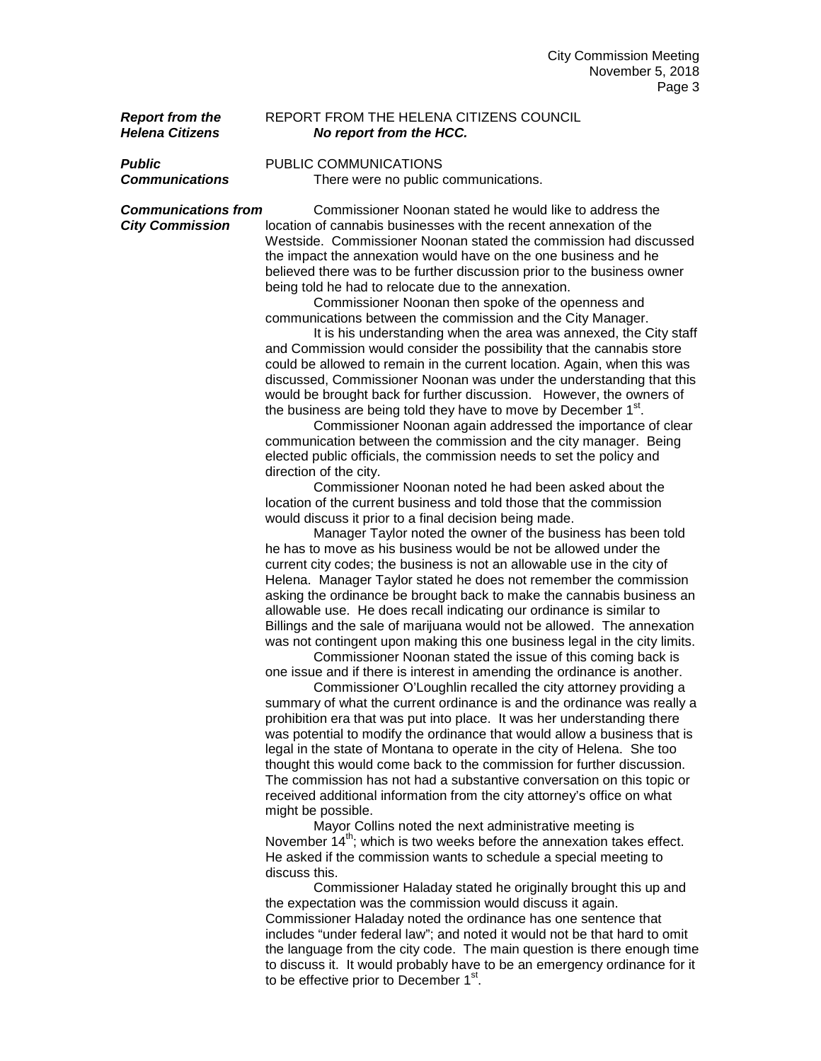***Report from the Helena Citizens***

REPORT FROM THE HELENA CITIZENS COUNCIL

***No report from the HCC.***

***Public Communications***

PUBLIC COMMUNICATIONS

There were no public communications.

***Communications from City Commission***

Commissioner Noonan stated he would like to address the location of cannabis businesses with the recent annexation of the Westside. Commissioner Noonan stated the commission had discussed the impact the annexation would have on the one business and he believed there was to be further discussion prior to the business owner being told he had to relocate due to the annexation.

Commissioner Noonan then spoke of the openness and communications between the commission and the City Manager.

It is his understanding when the area was annexed, the City staff and Commission would consider the possibility that the cannabis store could be allowed to remain in the current location. Again, when this was discussed, Commissioner Noonan was under the understanding that this would be brought back for further discussion. However, the owners of the business are being told they have to move by December 1st.

Commissioner Noonan again addressed the importance of clear communication between the commission and the city manager. Being elected public officials, the commission needs to set the policy and direction of the city.

Commissioner Noonan noted he had been asked about the location of the current business and told those that the commission would discuss it prior to a final decision being made.

Manager Taylor noted the owner of the business has been told he has to move as his business would be not be allowed under the current city codes; the business is not an allowable use in the city of Helena. Manager Taylor stated he does not remember the commission asking the ordinance be brought back to make the cannabis business an allowable use. He does recall indicating our ordinance is similar to Billings and the sale of marijuana would not be allowed. The annexation was not contingent upon making this one business legal in the city limits.

Commissioner Noonan stated the issue of this coming back is one issue and if there is interest in amending the ordinance is another.

Commissioner O'Loughlin recalled the city attorney providing a summary of what the current ordinance is and the ordinance was really a prohibition era that was put into place. It was her understanding there was potential to modify the ordinance that would allow a business that is legal in the state of Montana to operate in the city of Helena. She too thought this would come back to the commission for further discussion. The commission has not had a substantive conversation on this topic or received additional information from the city attorney's office on what might be possible.

Mayor Collins noted the next administrative meeting is November 14th; which is two weeks before the annexation takes effect. He asked if the commission wants to schedule a special meeting to discuss this.

Commissioner Haladay stated he originally brought this up and the expectation was the commission would discuss it again. Commissioner Haladay noted the ordinance has one sentence that includes "under federal law"; and noted it would not be that hard to omit the language from the city code. The main question is there enough time to discuss it. It would probably have to be an emergency ordinance for it to be effective prior to December 1st.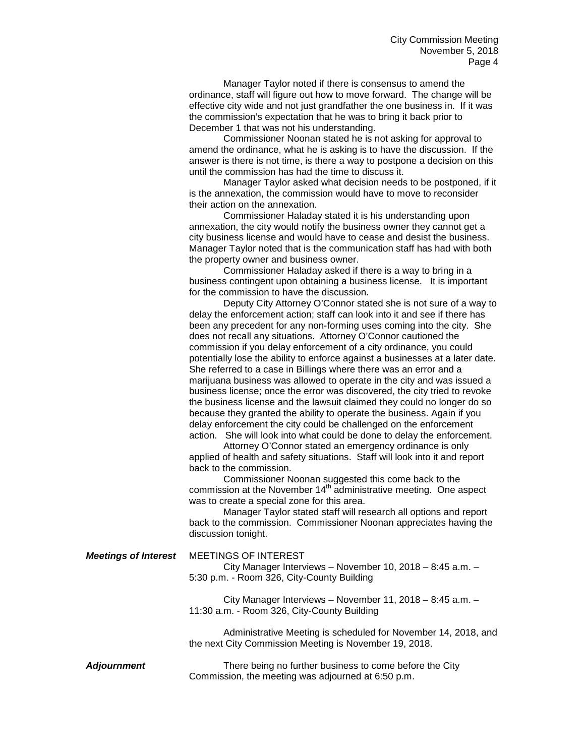Manager Taylor noted if there is consensus to amend the ordinance, staff will figure out how to move forward. The change will be effective city wide and not just grandfather the one business in. If it was the commission's expectation that he was to bring it back prior to December 1 that was not his understanding.

Commissioner Noonan stated he is not asking for approval to amend the ordinance, what he is asking is to have the discussion. If the answer is there is not time, is there a way to postpone a decision on this until the commission has had the time to discuss it.

Manager Taylor asked what decision needs to be postponed, if it is the annexation, the commission would have to move to reconsider their action on the annexation.

Commissioner Haladay stated it is his understanding upon annexation, the city would notify the business owner they cannot get a city business license and would have to cease and desist the business. Manager Taylor noted that is the communication staff has had with both the property owner and business owner.

Commissioner Haladay asked if there is a way to bring in a business contingent upon obtaining a business license. It is important for the commission to have the discussion.

Deputy City Attorney O'Connor stated she is not sure of a way to delay the enforcement action; staff can look into it and see if there has been any precedent for any non-forming uses coming into the city. She does not recall any situations. Attorney O'Connor cautioned the commission if you delay enforcement of a city ordinance, you could potentially lose the ability to enforce against a businesses at a later date. She referred to a case in Billings where there was an error and a marijuana business was allowed to operate in the city and was issued a business license; once the error was discovered, the city tried to revoke the business license and the lawsuit claimed they could no longer do so because they granted the ability to operate the business. Again if you delay enforcement the city could be challenged on the enforcement action. She will look into what could be done to delay the enforcement.

Attorney O'Connor stated an emergency ordinance is only applied of health and safety situations. Staff will look into it and report back to the commission.

Commissioner Noonan suggested this come back to the commission at the November 14th administrative meeting. One aspect was to create a special zone for this area.

Manager Taylor stated staff will research all options and report back to the commission. Commissioner Noonan appreciates having the discussion tonight.

***Meetings of Interest***

MEETINGS OF INTEREST

City Manager Interviews – November 10, 2018 – 8:45 a.m. – 5:30 p.m. - Room 326, City-County Building

City Manager Interviews – November 11, 2018 – 8:45 a.m. – 11:30 a.m. - Room 326, City-County Building

Administrative Meeting is scheduled for November 14, 2018, and the next City Commission Meeting is November 19, 2018.

***Adjournment***

There being no further business to come before the City Commission, the meeting was adjourned at 6:50 p.m.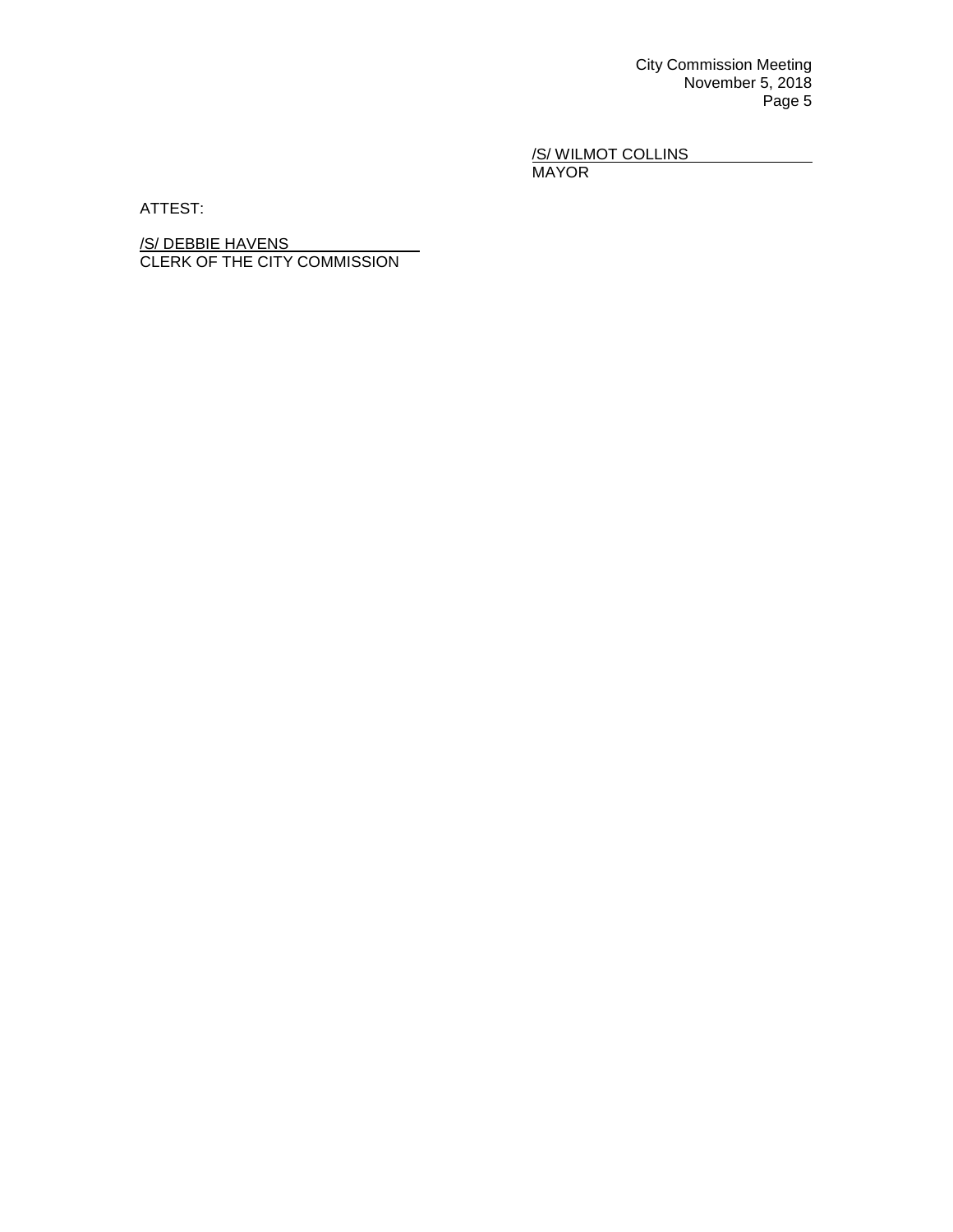/S/ WILMOT COLLINS
MAYOR

ATTEST:

/S/ DEBBIE HAVENS
CLERK OF THE CITY COMMISSION